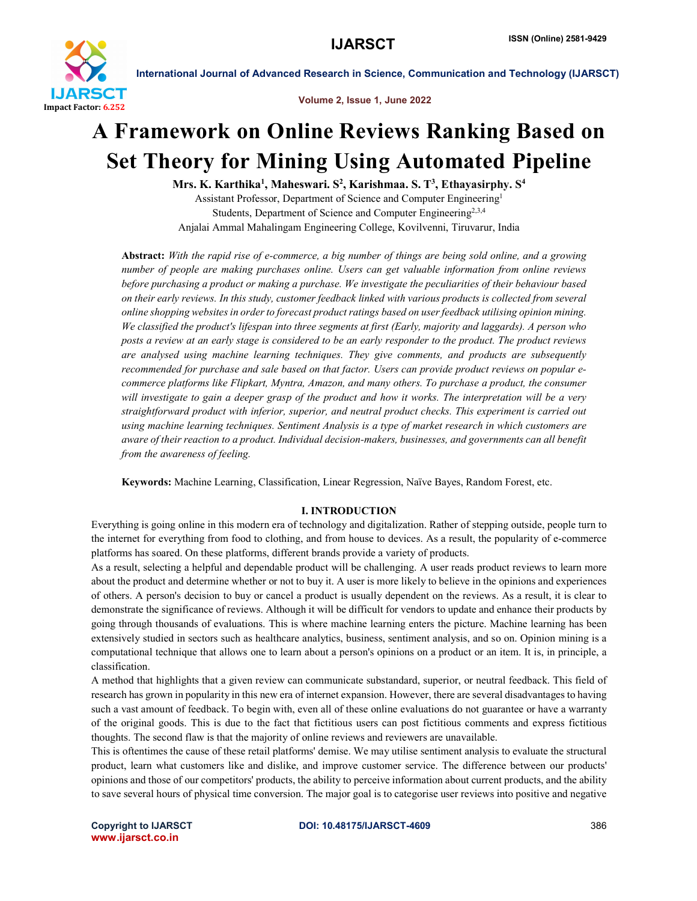# A Framework on Online Reviews Ranking Based on Set Theory for Mining Using Automated Pipeline

**Mrs. K. Karthika[1], Maheswari. S[2], Karishmaa. S. T[3], Ethayasirphy. S[4]**

Assistant Professor, Department of Science and Computer Engineering[1]

Students, Department of Science and Computer Engineering[2,3,4]

Anjalai Ammal Mahalingam Engineering College, Kovilvenni, Tiruvarur, India

**Abstract:** *With the rapid rise of e-commerce, a big number of things are being sold online, and a growing number of people are making purchases online. Users can get valuable information from online reviews before purchasing a product or making a purchase. We investigate the peculiarities of their behaviour based on their early reviews. In this study, customer feedback linked with various products is collected from several online shopping websites in order to forecast product ratings based on user feedback utilising opinion mining. We classified the product's lifespan into three segments at first (Early, majority and laggards). A person who posts a review at an early stage is considered to be an early responder to the product. The product reviews are analysed using machine learning techniques. They give comments, and products are subsequently recommended for purchase and sale based on that factor. Users can provide product reviews on popular e-commerce platforms like Flipkart, Myntra, Amazon, and many others. To purchase a product, the consumer will investigate to gain a deeper grasp of the product and how it works. The interpretation will be a very straightforward product with inferior, superior, and neutral product checks. This experiment is carried out using machine learning techniques. Sentiment Analysis is a type of market research in which customers are aware of their reaction to a product. Individual decision-makers, businesses, and governments can all benefit from the awareness of feeling.*

**Keywords:** Machine Learning, Classification, Linear Regression, Naïve Bayes, Random Forest, etc.

## I. INTRODUCTION

Everything is going online in this modern era of technology and digitalization. Rather of stepping outside, people turn to the internet for everything from food to clothing, and from house to devices. As a result, the popularity of e-commerce platforms has soared. On these platforms, different brands provide a variety of products.

As a result, selecting a helpful and dependable product will be challenging. A user reads product reviews to learn more about the product and determine whether or not to buy it. A user is more likely to believe in the opinions and experiences of others. A person's decision to buy or cancel a product is usually dependent on the reviews. As a result, it is clear to demonstrate the significance of reviews. Although it will be difficult for vendors to update and enhance their products by going through thousands of evaluations. This is where machine learning enters the picture. Machine learning has been extensively studied in sectors such as healthcare analytics, business, sentiment analysis, and so on. Opinion mining is a computational technique that allows one to learn about a person's opinions on a product or an item. It is, in principle, a classification.

A method that highlights that a given review can communicate substandard, superior, or neutral feedback. This field of research has grown in popularity in this new era of internet expansion. However, there are several disadvantages to having such a vast amount of feedback. To begin with, even all of these online evaluations do not guarantee or have a warranty of the original goods. This is due to the fact that fictitious users can post fictitious comments and express fictitious thoughts. The second flaw is that the majority of online reviews and reviewers are unavailable.

This is oftentimes the cause of these retail platforms' demise. We may utilise sentiment analysis to evaluate the structural product, learn what customers like and dislike, and improve customer service. The difference between our products' opinions and those of our competitors' products, the ability to perceive information about current products, and the ability to save several hours of physical time conversion. The major goal is to categorise user reviews into positive and negative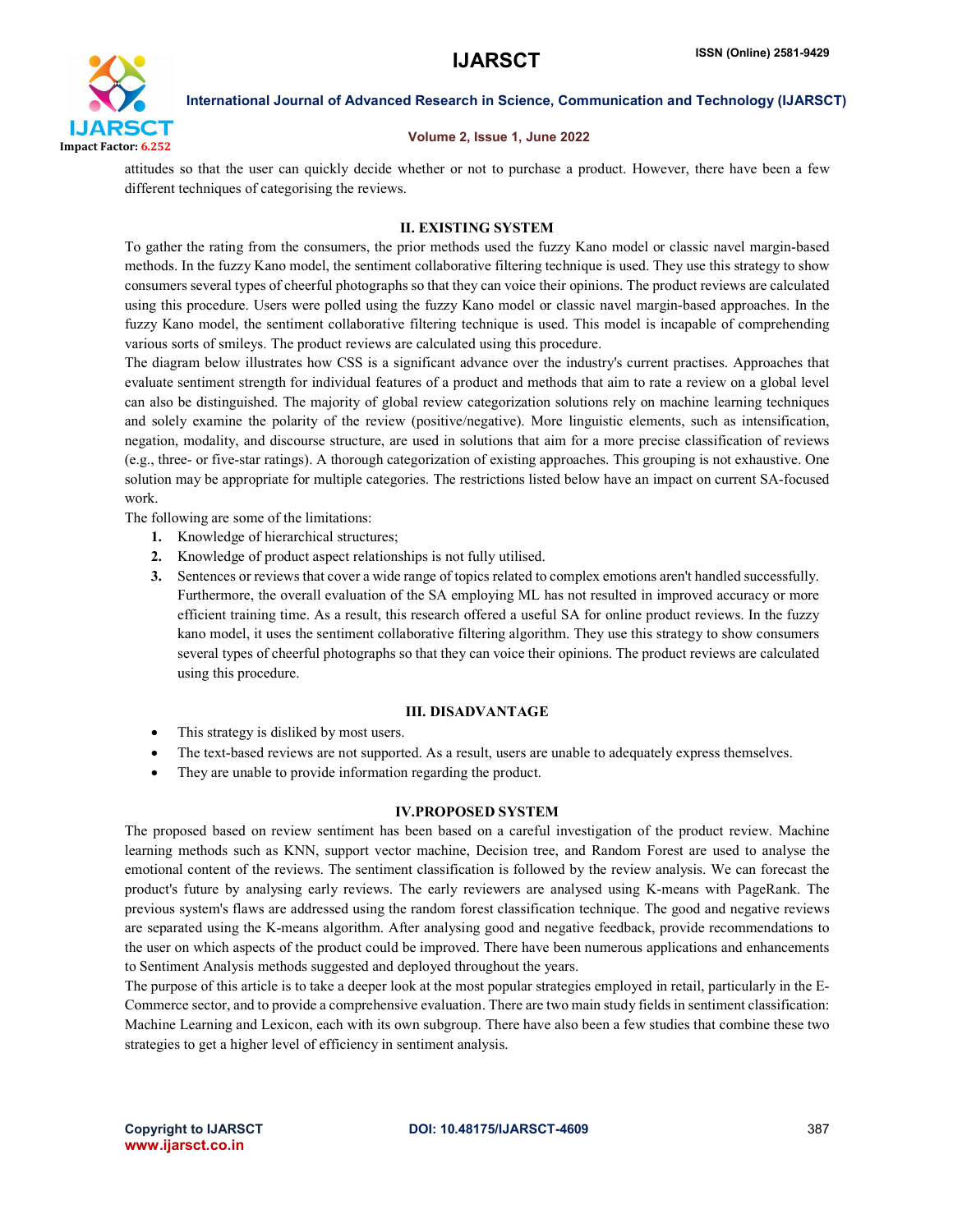attitudes so that the user can quickly decide whether or not to purchase a product. However, there have been a few different techniques of categorising the reviews.

## II. EXISTING SYSTEM

To gather the rating from the consumers, the prior methods used the fuzzy Kano model or classic navel margin-based methods. In the fuzzy Kano model, the sentiment collaborative filtering technique is used. They use this strategy to show consumers several types of cheerful photographs so that they can voice their opinions. The product reviews are calculated using this procedure. Users were polled using the fuzzy Kano model or classic navel margin-based approaches. In the fuzzy Kano model, the sentiment collaborative filtering technique is used. This model is incapable of comprehending various sorts of smileys. The product reviews are calculated using this procedure.

The diagram below illustrates how CSS is a significant advance over the industry's current practises. Approaches that evaluate sentiment strength for individual features of a product and methods that aim to rate a review on a global level can also be distinguished. The majority of global review categorization solutions rely on machine learning techniques and solely examine the polarity of the review (positive/negative). More linguistic elements, such as intensification, negation, modality, and discourse structure, are used in solutions that aim for a more precise classification of reviews (e.g., three- or five-star ratings). A thorough categorization of existing approaches. This grouping is not exhaustive. One solution may be appropriate for multiple categories. The restrictions listed below have an impact on current SA-focused work.

The following are some of the limitations:

1. Knowledge of hierarchical structures;
2. Knowledge of product aspect relationships is not fully utilised.
3. Sentences or reviews that cover a wide range of topics related to complex emotions aren't handled successfully. Furthermore, the overall evaluation of the SA employing ML has not resulted in improved accuracy or more efficient training time. As a result, this research offered a useful SA for online product reviews. In the fuzzy kano model, it uses the sentiment collaborative filtering algorithm. They use this strategy to show consumers several types of cheerful photographs so that they can voice their opinions. The product reviews are calculated using this procedure.

## III. DISADVANTAGE

- This strategy is disliked by most users.
- The text-based reviews are not supported. As a result, users are unable to adequately express themselves.
- They are unable to provide information regarding the product.

## IV.PROPOSED SYSTEM

The proposed based on review sentiment has been based on a careful investigation of the product review. Machine learning methods such as KNN, support vector machine, Decision tree, and Random Forest are used to analyse the emotional content of the reviews. The sentiment classification is followed by the review analysis. We can forecast the product's future by analysing early reviews. The early reviewers are analysed using K-means with PageRank. The previous system's flaws are addressed using the random forest classification technique. The good and negative reviews are separated using the K-means algorithm. After analysing good and negative feedback, provide recommendations to the user on which aspects of the product could be improved. There have been numerous applications and enhancements to Sentiment Analysis methods suggested and deployed throughout the years.

The purpose of this article is to take a deeper look at the most popular strategies employed in retail, particularly in the E-Commerce sector, and to provide a comprehensive evaluation. There are two main study fields in sentiment classification: Machine Learning and Lexicon, each with its own subgroup. There have also been a few studies that combine these two strategies to get a higher level of efficiency in sentiment analysis.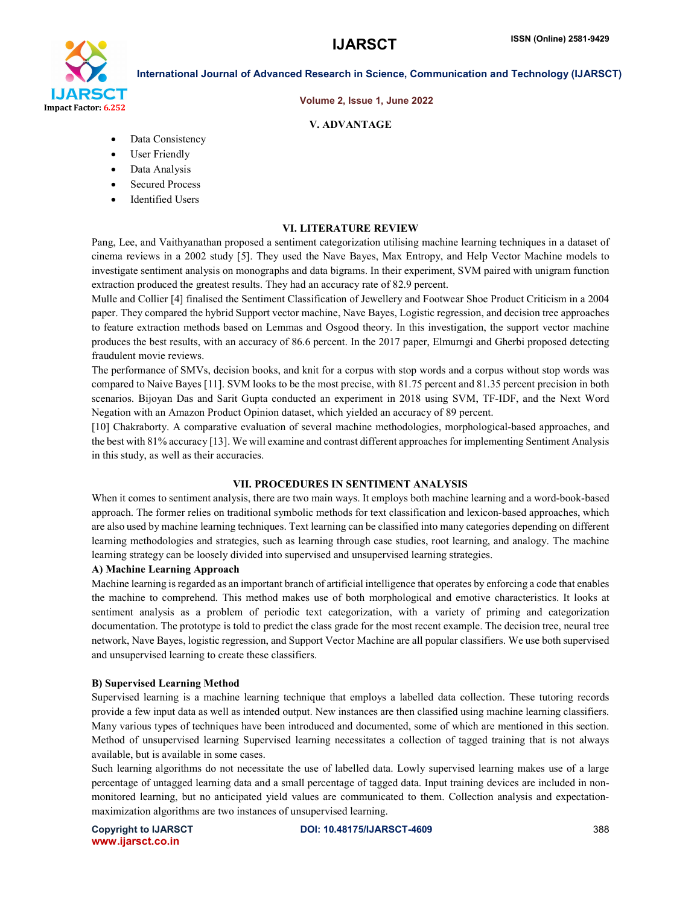## V. ADVANTAGE

- Data Consistency
- User Friendly
- Data Analysis
- Secured Process
- Identified Users

## VI. LITERATURE REVIEW

Pang, Lee, and Vaithyanathan proposed a sentiment categorization utilising machine learning techniques in a dataset of cinema reviews in a 2002 study [5]. They used the Nave Bayes, Max Entropy, and Help Vector Machine models to investigate sentiment analysis on monographs and data bigrams. In their experiment, SVM paired with unigram function extraction produced the greatest results. They had an accuracy rate of 82.9 percent.

Mulle and Collier [4] finalised the Sentiment Classification of Jewellery and Footwear Shoe Product Criticism in a 2004 paper. They compared the hybrid Support vector machine, Nave Bayes, Logistic regression, and decision tree approaches to feature extraction methods based on Lemmas and Osgood theory. In this investigation, the support vector machine produces the best results, with an accuracy of 86.6 percent. In the 2017 paper, Elmurngi and Gherbi proposed detecting fraudulent movie reviews.

The performance of SMVs, decision books, and knit for a corpus with stop words and a corpus without stop words was compared to Naive Bayes [11]. SVM looks to be the most precise, with 81.75 percent and 81.35 percent precision in both scenarios. Bijoyan Das and Sarit Gupta conducted an experiment in 2018 using SVM, TF-IDF, and the Next Word Negation with an Amazon Product Opinion dataset, which yielded an accuracy of 89 percent.

[10] Chakraborty. A comparative evaluation of several machine methodologies, morphological-based approaches, and the best with 81% accuracy [13]. We will examine and contrast different approaches for implementing Sentiment Analysis in this study, as well as their accuracies.

## VII. PROCEDURES IN SENTIMENT ANALYSIS

When it comes to sentiment analysis, there are two main ways. It employs both machine learning and a word-book-based approach. The former relies on traditional symbolic methods for text classification and lexicon-based approaches, which are also used by machine learning techniques. Text learning can be classified into many categories depending on different learning methodologies and strategies, such as learning through case studies, root learning, and analogy. The machine learning strategy can be loosely divided into supervised and unsupervised learning strategies.

### A) Machine Learning Approach

Machine learning is regarded as an important branch of artificial intelligence that operates by enforcing a code that enables the machine to comprehend. This method makes use of both morphological and emotive characteristics. It looks at sentiment analysis as a problem of periodic text categorization, with a variety of priming and categorization documentation. The prototype is told to predict the class grade for the most recent example. The decision tree, neural tree network, Nave Bayes, logistic regression, and Support Vector Machine are all popular classifiers. We use both supervised and unsupervised learning to create these classifiers.

### B) Supervised Learning Method

Supervised learning is a machine learning technique that employs a labelled data collection. These tutoring records provide a few input data as well as intended output. New instances are then classified using machine learning classifiers. Many various types of techniques have been introduced and documented, some of which are mentioned in this section. Method of unsupervised learning Supervised learning necessitates a collection of tagged training that is not always available, but is available in some cases.

Such learning algorithms do not necessitate the use of labelled data. Lowly supervised learning makes use of a large percentage of untagged learning data and a small percentage of tagged data. Input training devices are included in non-monitored learning, but no anticipated yield values are communicated to them. Collection analysis and expectation-maximization algorithms are two instances of unsupervised learning.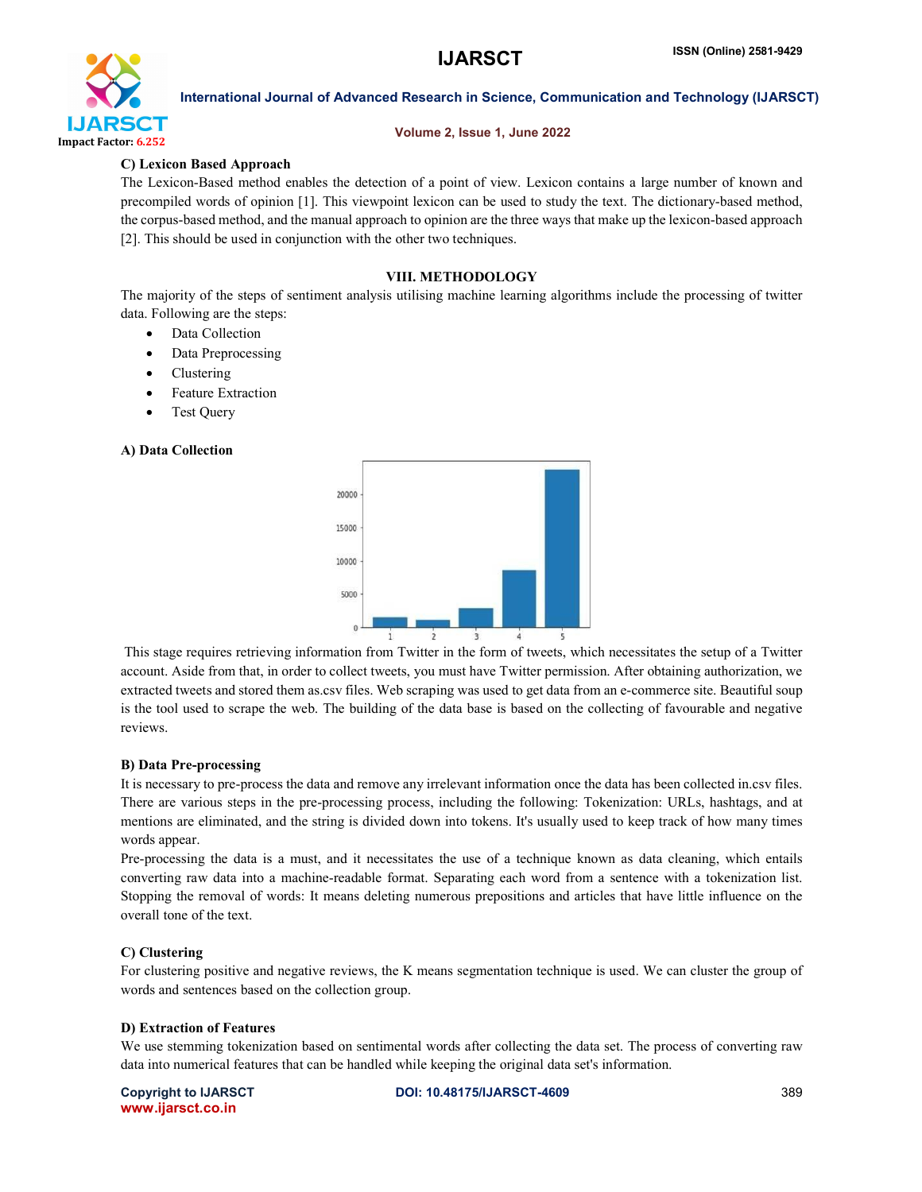### C) Lexicon Based Approach

The Lexicon-Based method enables the detection of a point of view. Lexicon contains a large number of known and precompiled words of opinion [1]. This viewpoint lexicon can be used to study the text. The dictionary-based method, the corpus-based method, and the manual approach to opinion are the three ways that make up the lexicon-based approach [2]. This should be used in conjunction with the other two techniques.

## VIII. METHODOLOGY

The majority of the steps of sentiment analysis utilising machine learning algorithms include the processing of twitter data. Following are the steps:

- Data Collection
- Data Preprocessing
- Clustering
- Feature Extraction
- Test Query

### A) Data Collection

This stage requires retrieving information from Twitter in the form of tweets, which necessitates the setup of a Twitter account. Aside from that, in order to collect tweets, you must have Twitter permission. After obtaining authorization, we extracted tweets and stored them as.csv files. Web scraping was used to get data from an e-commerce site. Beautiful soup is the tool used to scrape the web. The building of the data base is based on the collecting of favourable and negative reviews.

### B) Data Pre-processing

It is necessary to pre-process the data and remove any irrelevant information once the data has been collected in.csv files. There are various steps in the pre-processing process, including the following: Tokenization: URLs, hashtags, and at mentions are eliminated, and the string is divided down into tokens. It's usually used to keep track of how many times words appear.

Pre-processing the data is a must, and it necessitates the use of a technique known as data cleaning, which entails converting raw data into a machine-readable format. Separating each word from a sentence with a tokenization list. Stopping the removal of words: It means deleting numerous prepositions and articles that have little influence on the overall tone of the text.

### C) Clustering

For clustering positive and negative reviews, the K means segmentation technique is used. We can cluster the group of words and sentences based on the collection group.

### D) Extraction of Features

We use stemming tokenization based on sentimental words after collecting the data set. The process of converting raw data into numerical features that can be handled while keeping the original data set's information.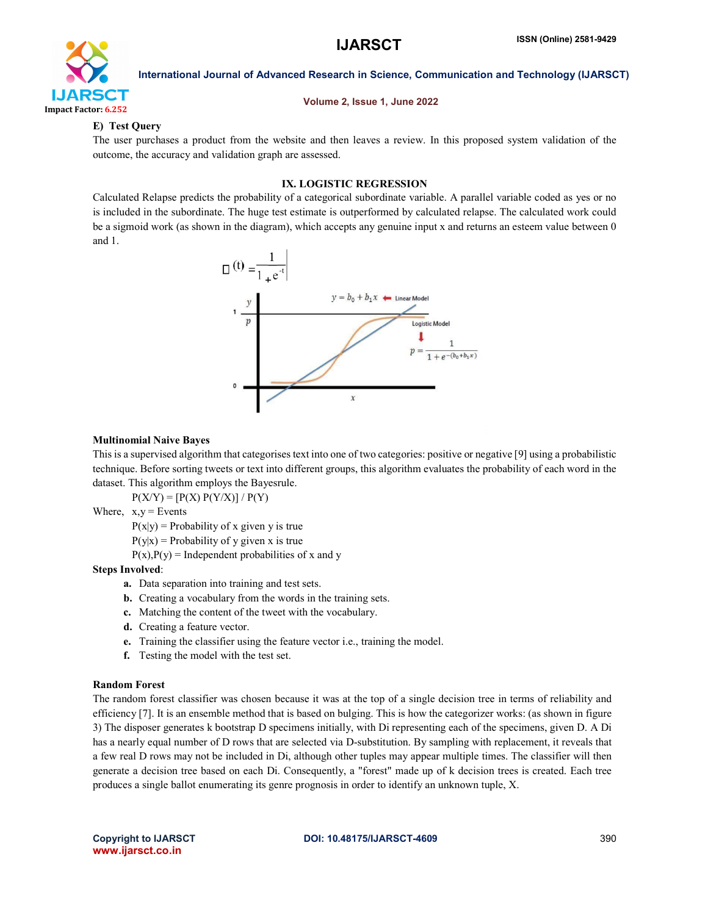#### E) Test Query

The user purchases a product from the website and then leaves a review. In this proposed system validation of the outcome, the accuracy and validation graph are assessed.

## IX. LOGISTIC REGRESSION

Calculated Relapse predicts the probability of a categorical subordinate variable. A parallel variable coded as yes or no is included in the subordinate. The huge test estimate is outperformed by calculated relapse. The calculated work could be a sigmoid work (as shown in the diagram), which accepts any genuine input x and returns an esteem value between 0 and 1.

$$\sigma(t) = \frac{1}{1 + e^{-t}}$$

$y = b_0 + b_1 x$ ← Linear Model

Logistic Model

$$p = \frac{1}{1 + e^{-(b_0 + b_1 x)}}$$

### Multinomial Naive Bayes

This is a supervised algorithm that categorises text into one of two categories: positive or negative [9] using a probabilistic technique. Before sorting tweets or text into different groups, this algorithm evaluates the probability of each word in the dataset. This algorithm employs the Bayesrule.

P(X/Y) = [P(X) P(Y/X)] / P(Y)

Where, x,y = Events

P(x|y) = Probability of x given y is true

P(y|x) = Probability of y given x is true

P(x),P(y) = Independent probabilities of x and y

**Steps Involved**:

- **a.** Data separation into training and test sets.
- **b.** Creating a vocabulary from the words in the training sets.
- **c.** Matching the content of the tweet with the vocabulary.
- **d.** Creating a feature vector.
- **e.** Training the classifier using the feature vector i.e., training the model.
- **f.** Testing the model with the test set.

### Random Forest

The random forest classifier was chosen because it was at the top of a single decision tree in terms of reliability and efficiency [7]. It is an ensemble method that is based on bulging. This is how the categorizer works: (as shown in figure 3) The disposer generates k bootstrap D specimens initially, with Di representing each of the specimens, given D. A Di has a nearly equal number of D rows that are selected via D-substitution. By sampling with replacement, it reveals that a few real D rows may not be included in Di, although other tuples may appear multiple times. The classifier will then generate a decision tree based on each Di. Consequently, a "forest" made up of k decision trees is created. Each tree produces a single ballot enumerating its genre prognosis in order to identify an unknown tuple, X.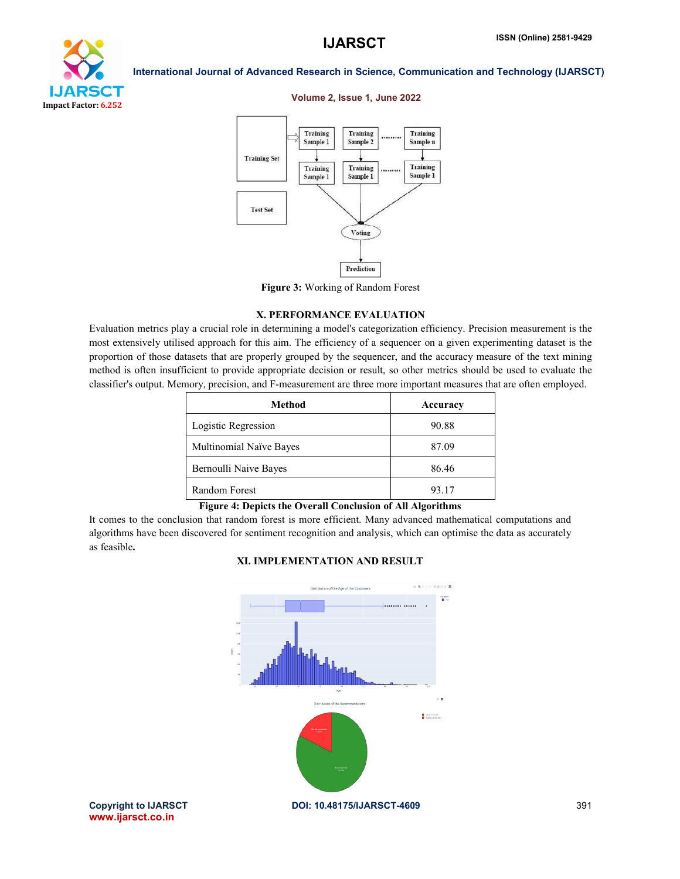Figure 3: Working of Random Forest

## X. PERFORMANCE EVALUATION

Evaluation metrics play a crucial role in determining a model's categorization efficiency. Precision measurement is the most extensively utilised approach for this aim. The efficiency of a sequencer on a given experimenting dataset is the proportion of those datasets that are properly grouped by the sequencer, and the accuracy measure of the text mining method is often insufficient to provide appropriate decision or result, so other metrics should be used to evaluate the classifier's output. Memory, precision, and F-measurement are three more important measures that are often employed.

| Method | Accuracy |
|---|---|
| Logistic Regression | 90.88 |
| Multinomial Naïve Bayes | 87.09 |
| Bernoulli Naive Bayes | 86.46 |
| Random Forest | 93.17 |

**Figure 4: Depicts the Overall Conclusion of All Algorithms**

It comes to the conclusion that random forest is more efficient. Many advanced mathematical computations and algorithms have been discovered for sentiment recognition and analysis, which can optimise the data as accurately as feasible**.**

## XI. IMPLEMENTATION AND RESULT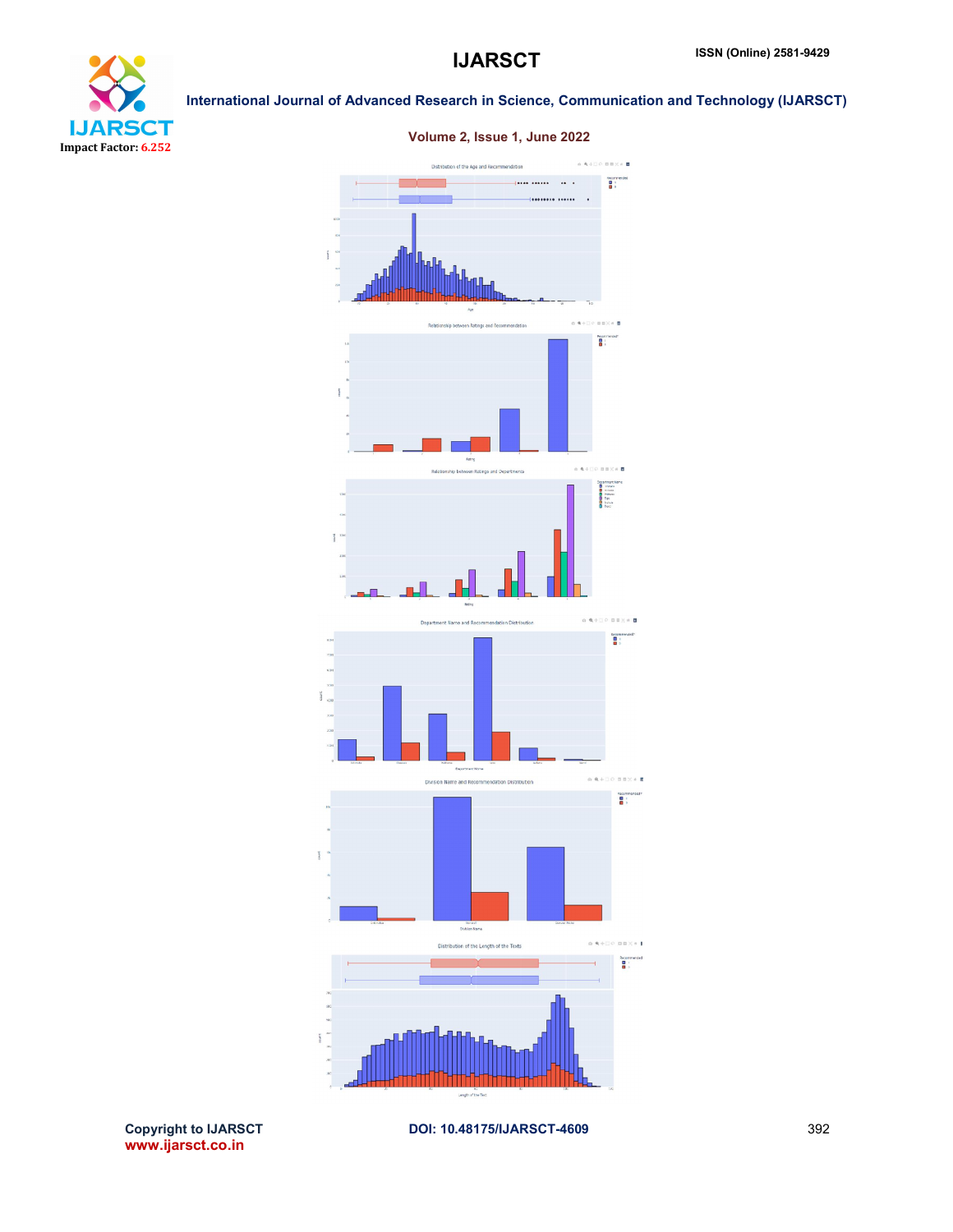Distribution of the Age and Recommendation

Relationship between Ratings and Recommendation

Relationship between Ratings and Departments

Department Name and Recommendation Distribution

Division Name and Recommendation Distribution

Distribution of the Length of the Texts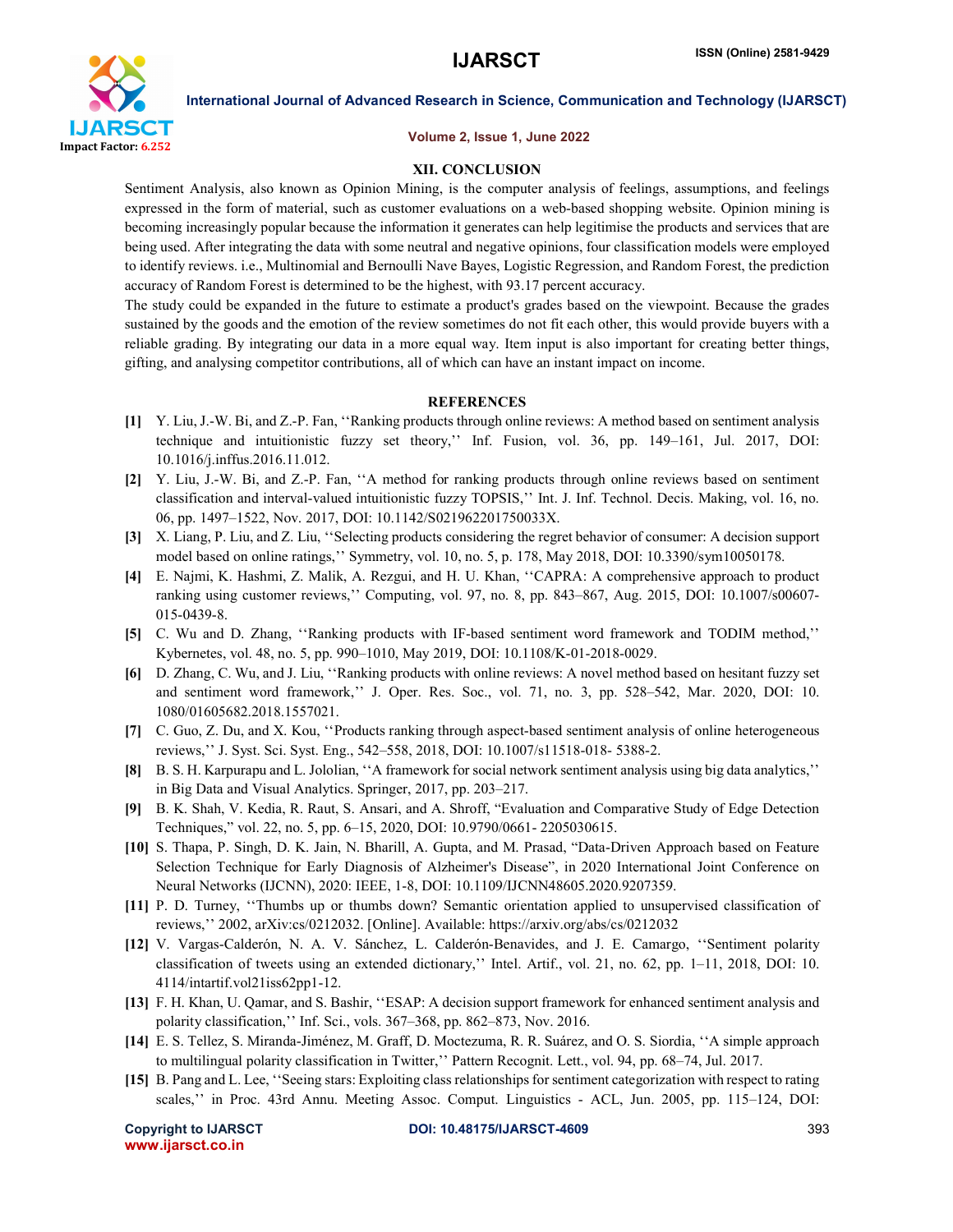## XII. CONCLUSION

Sentiment Analysis, also known as Opinion Mining, is the computer analysis of feelings, assumptions, and feelings expressed in the form of material, such as customer evaluations on a web-based shopping website. Opinion mining is becoming increasingly popular because the information it generates can help legitimise the products and services that are being used. After integrating the data with some neutral and negative opinions, four classification models were employed to identify reviews. i.e., Multinomial and Bernoulli Nave Bayes, Logistic Regression, and Random Forest, the prediction accuracy of Random Forest is determined to be the highest, with 93.17 percent accuracy.

The study could be expanded in the future to estimate a product's grades based on the viewpoint. Because the grades sustained by the goods and the emotion of the review sometimes do not fit each other, this would provide buyers with a reliable grading. By integrating our data in a more equal way. Item input is also important for creating better things, gifting, and analysing competitor contributions, all of which can have an instant impact on income.

## REFERENCES

[1] Y. Liu, J.-W. Bi, and Z.-P. Fan, ''Ranking products through online reviews: A method based on sentiment analysis technique and intuitionistic fuzzy set theory,'' Inf. Fusion, vol. 36, pp. 149–161, Jul. 2017, DOI: 10.1016/j.inffus.2016.11.012.

[2] Y. Liu, J.-W. Bi, and Z.-P. Fan, ''A method for ranking products through online reviews based on sentiment classification and interval-valued intuitionistic fuzzy TOPSIS,'' Int. J. Inf. Technol. Decis. Making, vol. 16, no. 06, pp. 1497–1522, Nov. 2017, DOI: 10.1142/S021962201750033X.

[3] X. Liang, P. Liu, and Z. Liu, ''Selecting products considering the regret behavior of consumer: A decision support model based on online ratings,'' Symmetry, vol. 10, no. 5, p. 178, May 2018, DOI: 10.3390/sym10050178.

[4] E. Najmi, K. Hashmi, Z. Malik, A. Rezgui, and H. U. Khan, ''CAPRA: A comprehensive approach to product ranking using customer reviews,'' Computing, vol. 97, no. 8, pp. 843–867, Aug. 2015, DOI: 10.1007/s00607-015-0439-8.

[5] C. Wu and D. Zhang, ''Ranking products with IF-based sentiment word framework and TODIM method,'' Kybernetes, vol. 48, no. 5, pp. 990–1010, May 2019, DOI: 10.1108/K-01-2018-0029.

[6] D. Zhang, C. Wu, and J. Liu, ''Ranking products with online reviews: A novel method based on hesitant fuzzy set and sentiment word framework,'' J. Oper. Res. Soc., vol. 71, no. 3, pp. 528–542, Mar. 2020, DOI: 10. 1080/01605682.2018.1557021.

[7] C. Guo, Z. Du, and X. Kou, ''Products ranking through aspect-based sentiment analysis of online heterogeneous reviews,'' J. Syst. Sci. Syst. Eng., 542–558, 2018, DOI: 10.1007/s11518-018- 5388-2.

[8] B. S. H. Karpurapu and L. Jololian, ''A framework for social network sentiment analysis using big data analytics,'' in Big Data and Visual Analytics. Springer, 2017, pp. 203–217.

[9] B. K. Shah, V. Kedia, R. Raut, S. Ansari, and A. Shroff, "Evaluation and Comparative Study of Edge Detection Techniques," vol. 22, no. 5, pp. 6–15, 2020, DOI: 10.9790/0661- 2205030615.

[10] S. Thapa, P. Singh, D. K. Jain, N. Bharill, A. Gupta, and M. Prasad, "Data-Driven Approach based on Feature Selection Technique for Early Diagnosis of Alzheimer's Disease", in 2020 International Joint Conference on Neural Networks (IJCNN), 2020: IEEE, 1-8, DOI: 10.1109/IJCNN48605.2020.9207359.

[11] P. D. Turney, ''Thumbs up or thumbs down? Semantic orientation applied to unsupervised classification of reviews,'' 2002, arXiv:cs/0212032. [Online]. Available: https://arxiv.org/abs/cs/0212032

[12] V. Vargas-Calderón, N. A. V. Sánchez, L. Calderón-Benavides, and J. E. Camargo, ''Sentiment polarity classification of tweets using an extended dictionary,'' Intel. Artif., vol. 21, no. 62, pp. 1–11, 2018, DOI: 10. 4114/intartif.vol21iss62pp1-12.

[13] F. H. Khan, U. Qamar, and S. Bashir, ''ESAP: A decision support framework for enhanced sentiment analysis and polarity classification,'' Inf. Sci., vols. 367–368, pp. 862–873, Nov. 2016.

[14] E. S. Tellez, S. Miranda-Jiménez, M. Graff, D. Moctezuma, R. R. Suárez, and O. S. Siordia, ''A simple approach to multilingual polarity classification in Twitter,'' Pattern Recognit. Lett., vol. 94, pp. 68–74, Jul. 2017.

[15] B. Pang and L. Lee, ''Seeing stars: Exploiting class relationships for sentiment categorization with respect to rating scales,'' in Proc. 43rd Annu. Meeting Assoc. Comput. Linguistics - ACL, Jun. 2005, pp. 115–124, DOI: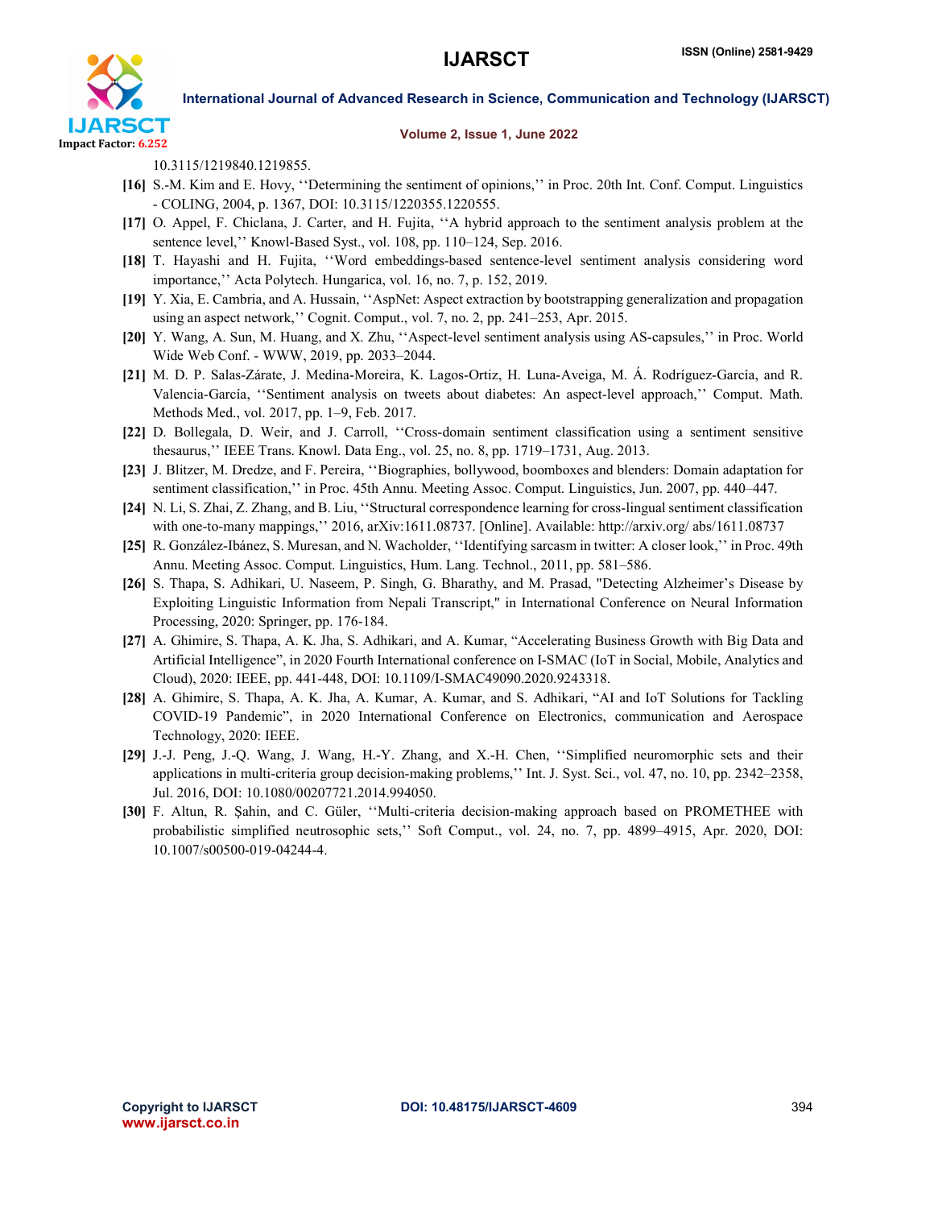10.3115/1219840.1219855.

**[16]** S.-M. Kim and E. Hovy, ''Determining the sentiment of opinions,'' in Proc. 20th Int. Conf. Comput. Linguistics - COLING, 2004, p. 1367, DOI: 10.3115/1220355.1220555.

**[17]** O. Appel, F. Chiclana, J. Carter, and H. Fujita, ''A hybrid approach to the sentiment analysis problem at the sentence level,'' Knowl-Based Syst., vol. 108, pp. 110–124, Sep. 2016.

**[18]** T. Hayashi and H. Fujita, ''Word embeddings-based sentence-level sentiment analysis considering word importance,'' Acta Polytech. Hungarica, vol. 16, no. 7, p. 152, 2019.

**[19]** Y. Xia, E. Cambria, and A. Hussain, ''AspNet: Aspect extraction by bootstrapping generalization and propagation using an aspect network,'' Cognit. Comput., vol. 7, no. 2, pp. 241–253, Apr. 2015.

**[20]** Y. Wang, A. Sun, M. Huang, and X. Zhu, ''Aspect-level sentiment analysis using AS-capsules,'' in Proc. World Wide Web Conf. - WWW, 2019, pp. 2033–2044.

**[21]** M. D. P. Salas-Zárate, J. Medina-Moreira, K. Lagos-Ortiz, H. Luna-Aveiga, M. Á. Rodríguez-García, and R. Valencia-García, ''Sentiment analysis on tweets about diabetes: An aspect-level approach,'' Comput. Math. Methods Med., vol. 2017, pp. 1–9, Feb. 2017.

**[22]** D. Bollegala, D. Weir, and J. Carroll, ''Cross-domain sentiment classification using a sentiment sensitive thesaurus,'' IEEE Trans. Knowl. Data Eng., vol. 25, no. 8, pp. 1719–1731, Aug. 2013.

**[23]** J. Blitzer, M. Dredze, and F. Pereira, ''Biographies, bollywood, boomboxes and blenders: Domain adaptation for sentiment classification,'' in Proc. 45th Annu. Meeting Assoc. Comput. Linguistics, Jun. 2007, pp. 440–447.

**[24]** N. Li, S. Zhai, Z. Zhang, and B. Liu, ''Structural correspondence learning for cross-lingual sentiment classification with one-to-many mappings,'' 2016, arXiv:1611.08737. [Online]. Available: http://arxiv.org/ abs/1611.08737

**[25]** R. González-Ibánez, S. Muresan, and N. Wacholder, ''Identifying sarcasm in twitter: A closer look,'' in Proc. 49th Annu. Meeting Assoc. Comput. Linguistics, Hum. Lang. Technol., 2011, pp. 581–586.

**[26]** S. Thapa, S. Adhikari, U. Naseem, P. Singh, G. Bharathy, and M. Prasad, "Detecting Alzheimer's Disease by Exploiting Linguistic Information from Nepali Transcript," in International Conference on Neural Information Processing, 2020: Springer, pp. 176-184.

**[27]** A. Ghimire, S. Thapa, A. K. Jha, S. Adhikari, and A. Kumar, "Accelerating Business Growth with Big Data and Artificial Intelligence", in 2020 Fourth International conference on I-SMAC (IoT in Social, Mobile, Analytics and Cloud), 2020: IEEE, pp. 441-448, DOI: 10.1109/I-SMAC49090.2020.9243318.

**[28]** A. Ghimire, S. Thapa, A. K. Jha, A. Kumar, A. Kumar, and S. Adhikari, "AI and IoT Solutions for Tackling COVID-19 Pandemic", in 2020 International Conference on Electronics, communication and Aerospace Technology, 2020: IEEE.

**[29]** J.-J. Peng, J.-Q. Wang, J. Wang, H.-Y. Zhang, and X.-H. Chen, ''Simplified neuromorphic sets and their applications in multi-criteria group decision-making problems,'' Int. J. Syst. Sci., vol. 47, no. 10, pp. 2342–2358, Jul. 2016, DOI: 10.1080/00207721.2014.994050.

**[30]** F. Altun, R. Şahin, and C. Güler, ''Multi-criteria decision-making approach based on PROMETHEE with probabilistic simplified neutrosophic sets,'' Soft Comput., vol. 24, no. 7, pp. 4899–4915, Apr. 2020, DOI: 10.1007/s00500-019-04244-4.